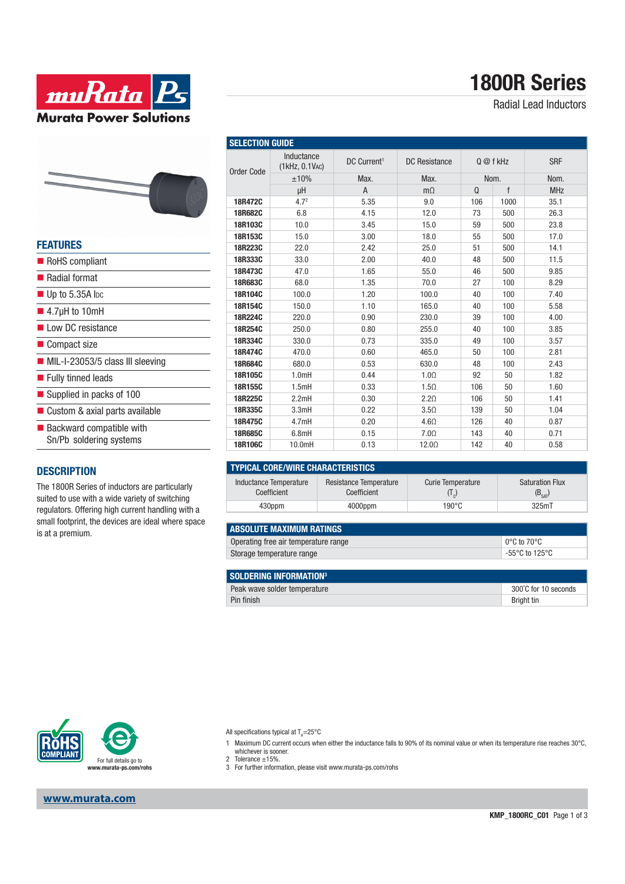# 1800R Series

Radial Lead Inductors

## FEATURES

- RoHS compliant
- Radial format
- Up to 5.35A IDC
- 4.7μH to 10mH
- Low DC resistance
- Compact size
- MIL-I-23053/5 class III sleeving
- Fully tinned leads
- Supplied in packs of 100
- Custom & axial parts available
- Backward compatible with Sn/Pb soldering systems

## DESCRIPTION

The 1800R Series of inductors are particularly suited to use with a wide variety of switching regulators. Offering high current handling with a small footprint, the devices are ideal where space is at a premium.

## SELECTION GUIDE

| Order Code | Inductance (1kHz, 0.1VAC) | DC Current[1] | DC Resistance | Q @ f kHz | | SRF |
|---|---|---|---|---|---|---|
| | ±10% | Max. | Max. | Nom. | | Nom. |
| | μH | A | mΩ | Q | f | MHz |
| 18R472C | 4.7[2] | 5.35 | 9.0 | 106 | 1000 | 35.1 |
| 18R682C | 6.8 | 4.15 | 12.0 | 73 | 500 | 26.3 |
| 18R103C | 10.0 | 3.45 | 15.0 | 59 | 500 | 23.8 |
| 18R153C | 15.0 | 3.00 | 18.0 | 55 | 500 | 17.0 |
| 18R223C | 22.0 | 2.42 | 25.0 | 51 | 500 | 14.1 |
| 18R333C | 33.0 | 2.00 | 40.0 | 48 | 500 | 11.5 |
| 18R473C | 47.0 | 1.65 | 55.0 | 46 | 500 | 9.85 |
| 18R683C | 68.0 | 1.35 | 70.0 | 27 | 100 | 8.29 |
| 18R104C | 100.0 | 1.20 | 100.0 | 40 | 100 | 7.40 |
| 18R154C | 150.0 | 1.10 | 165.0 | 40 | 100 | 5.58 |
| 18R224C | 220.0 | 0.90 | 230.0 | 39 | 100 | 4.00 |
| 18R254C | 250.0 | 0.80 | 255.0 | 40 | 100 | 3.85 |
| 18R334C | 330.0 | 0.73 | 335.0 | 49 | 100 | 3.57 |
| 18R474C | 470.0 | 0.60 | 465.0 | 50 | 100 | 2.81 |
| 18R684C | 680.0 | 0.53 | 630.0 | 48 | 100 | 2.43 |
| 18R105C | 1.0mH | 0.44 | 1.0Ω | 92 | 50 | 1.82 |
| 18R155C | 1.5mH | 0.33 | 1.5Ω | 106 | 50 | 1.60 |
| 18R225C | 2.2mH | 0.30 | 2.2Ω | 106 | 50 | 1.41 |
| 18R335C | 3.3mH | 0.22 | 3.5Ω | 139 | 50 | 1.04 |
| 18R475C | 4.7mH | 0.20 | 4.6Ω | 126 | 40 | 0.87 |
| 18R685C | 6.8mH | 0.15 | 7.0Ω | 143 | 40 | 0.71 |
| 18R106C | 10.0mH | 0.13 | 12.0Ω | 142 | 40 | 0.58 |

## TYPICAL CORE/WIRE CHARACTERISTICS

| Inductance Temperature Coefficient | Resistance Temperature Coefficient | Curie Temperature ($T_C$) | Saturation Flux ($B_{SAT}$) |
|---|---|---|---|
| 430ppm | 4000ppm | 190°C | 325mT |

## ABSOLUTE MAXIMUM RATINGS

| | |
|---|---|
| Operating free air temperature range | 0°C to 70°C |
| Storage temperature range | -55°C to 125°C |

## SOLDERING INFORMATION[3]

| | |
|---|---|
| Peak wave solder temperature | 300˚C for 10 seconds |
| Pin finish | Bright tin |

For full details go to www.murata-ps.com/rohs

All specifications typical at $T_A$=25°C

1 Maximum DC current occurs when either the inductance falls to 90% of its nominal value or when its temperature rise reaches 30°C, whichever is sooner.
2 Tolerance ±15%.
3 For further information, please visit www.murata-ps.com/rohs

www.murata.com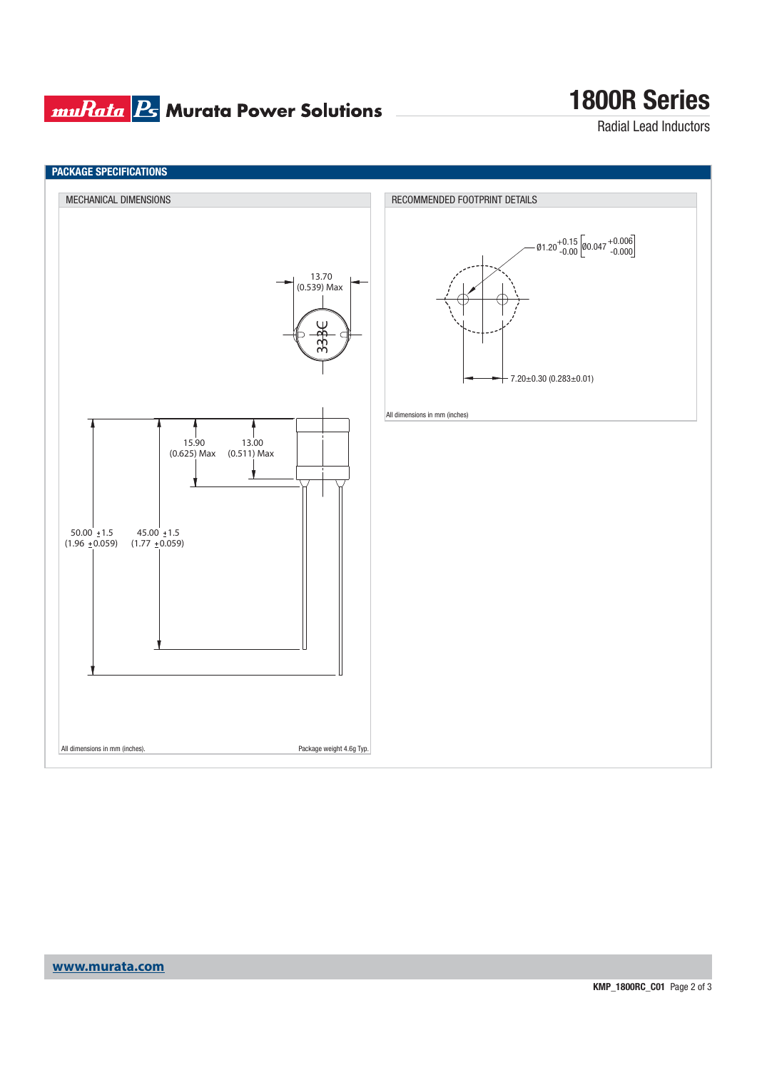## PACKAGE SPECIFICATIONS

### MECHANICAL DIMENSIONS

13.70
(0.539) Max

333C

15.90
(0.625) Max

13.00
(0.511) Max

50.00 ±1.5
(1.96 ±0.059)

45.00 ±1.5
(1.77 ±0.059)

All dimensions in mm (inches).

Package weight 4.6g Typ.

### RECOMMENDED FOOTPRINT DETAILS

Ø1.20 $^{+0.15}_{-0.00}$ [Ø0.047 $^{+0.006}_{-0.000}$]

7.20±0.30 (0.283±0.01)

All dimensions in mm (inches)

www.murata.com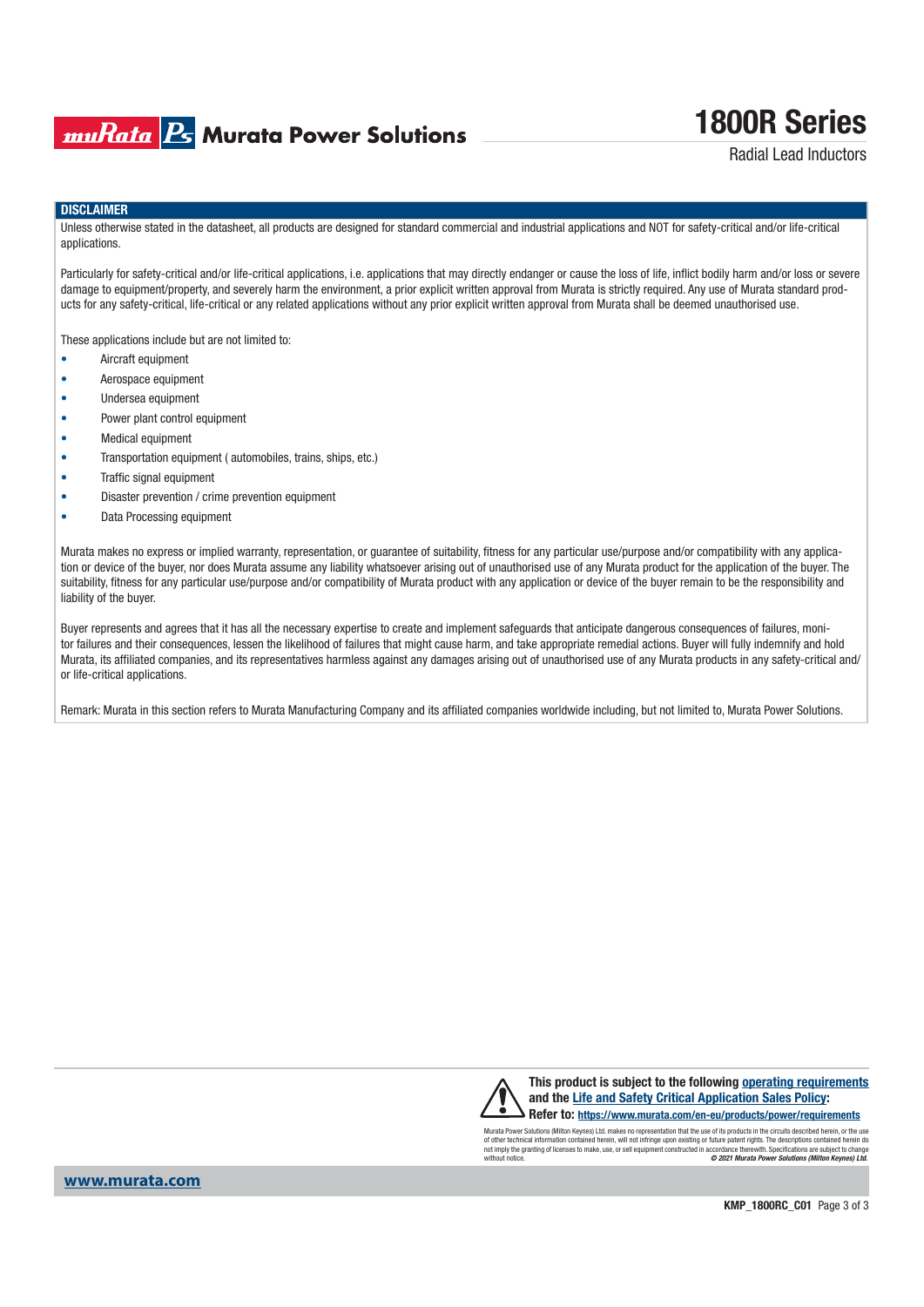## DISCLAIMER

Unless otherwise stated in the datasheet, all products are designed for standard commercial and industrial applications and NOT for safety-critical and/or life-critical applications.

Particularly for safety-critical and/or life-critical applications, i.e. applications that may directly endanger or cause the loss of life, inflict bodily harm and/or loss or severe damage to equipment/property, and severely harm the environment, a prior explicit written approval from Murata is strictly required. Any use of Murata standard products for any safety-critical, life-critical or any related applications without any prior explicit written approval from Murata shall be deemed unauthorised use.

These applications include but are not limited to:

- Aircraft equipment
- Aerospace equipment
- Undersea equipment
- Power plant control equipment
- Medical equipment
- Transportation equipment ( automobiles, trains, ships, etc.)
- Traffic signal equipment
- Disaster prevention / crime prevention equipment
- Data Processing equipment

Murata makes no express or implied warranty, representation, or guarantee of suitability, fitness for any particular use/purpose and/or compatibility with any application or device of the buyer, nor does Murata assume any liability whatsoever arising out of unauthorised use of any Murata product for the application of the buyer. The suitability, fitness for any particular use/purpose and/or compatibility of Murata product with any application or device of the buyer remain to be the responsibility and liability of the buyer.

Buyer represents and agrees that it has all the necessary expertise to create and implement safeguards that anticipate dangerous consequences of failures, monitor failures and their consequences, lessen the likelihood of failures that might cause harm, and take appropriate remedial actions. Buyer will fully indemnify and hold Murata, its affiliated companies, and its representatives harmless against any damages arising out of unauthorised use of any Murata products in any safety-critical and/or life-critical applications.

Remark: Murata in this section refers to Murata Manufacturing Company and its affiliated companies worldwide including, but not limited to, Murata Power Solutions.

**This product is subject to the following operating requirements and the Life and Safety Critical Application Sales Policy:**
**Refer to: https://www.murata.com/en-eu/products/power/requirements**

Murata Power Solutions (Milton Keynes) Ltd. makes no representation that the use of its products in the circuits described herein, or the use of other technical information contained herein, will not infringe upon existing or future patent rights. The descriptions contained herein do not imply the granting of licenses to make, use, or sell equipment constructed in accordance therewith. Specifications are subject to change without notice.
*© 2021 Murata Power Solutions (Milton Keynes) Ltd.*